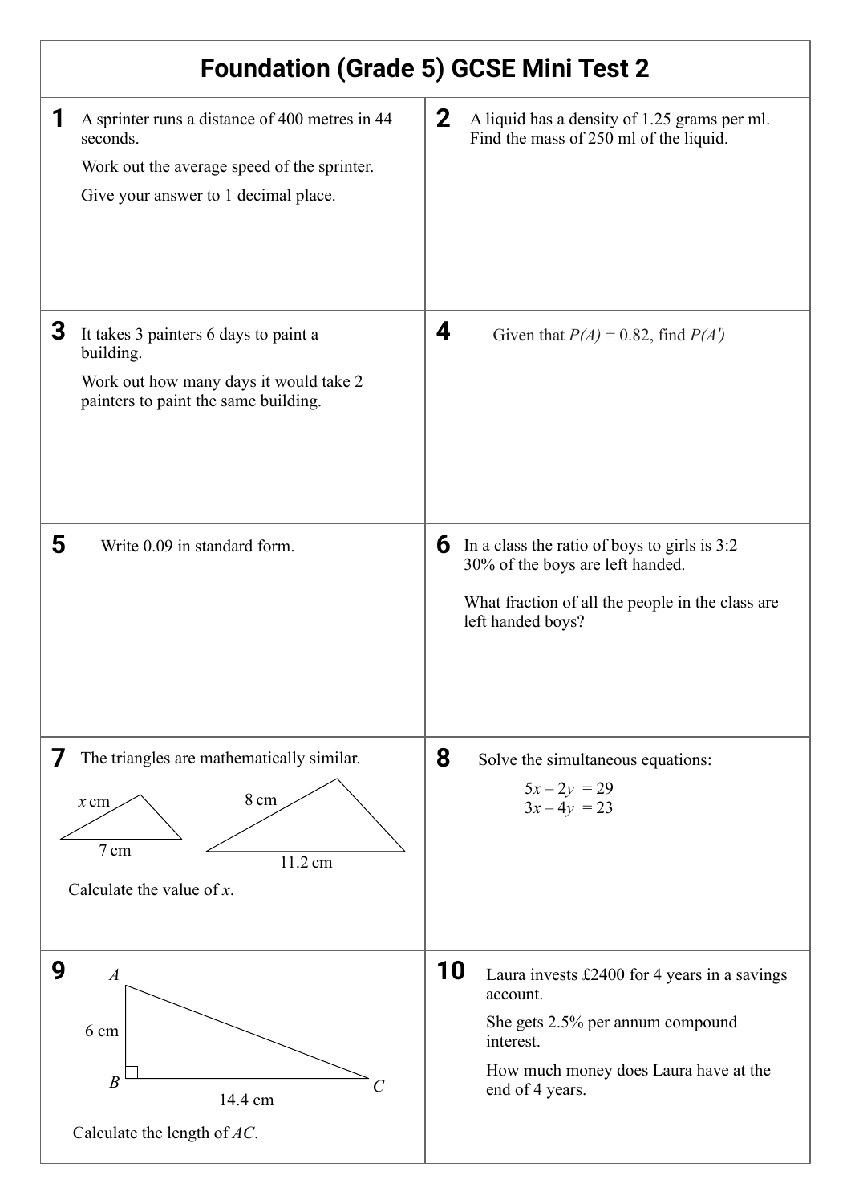# Foundation (Grade 5) GCSE Mini Test 2

**1** A sprinter runs a distance of 400 metres in 44 seconds.

Work out the average speed of the sprinter.

Give your answer to 1 decimal place.

**2** A liquid has a density of 1.25 grams per ml. Find the mass of 250 ml of the liquid.

**3** It takes 3 painters 6 days to paint a building.

Work out how many days it would take 2 painters to paint the same building.

**4** Given that $P(A) = 0.82$, find $P(A')$

**5** Write 0.09 in standard form.

**6** In a class the ratio of boys to girls is 3:2
30% of the boys are left handed.

What fraction of all the people in the class are left handed boys?

**7** The triangles are mathematically similar.

$x$ cm

7 cm

8 cm

11.2 cm

Calculate the value of $x$.

**8** Solve the simultaneous equations:

$$5x - 2y = 29$$
$$3x - 4y = 23$$

**9**

A

6 cm

B

C

14.4 cm

Calculate the length of $AC$.

**10** Laura invests £2400 for 4 years in a savings account.

She gets 2.5% per annum compound interest.

How much money does Laura have at the end of 4 years.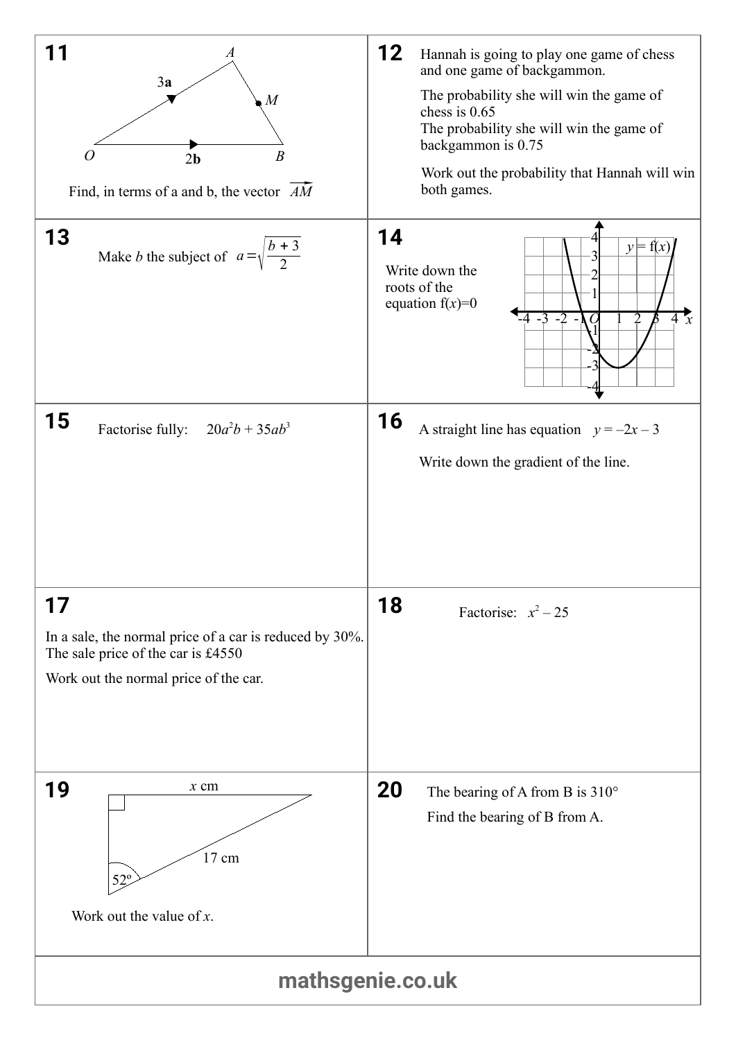## 11

A

$3\mathbf{a}$

M

O

$2\mathbf{b}$

B

Find, in terms of a and b, the vector $\overrightarrow{AM}$

## 12

Hannah is going to play one game of chess and one game of backgammon.

The probability she will win the game of chess is 0.65
The probability she will win the game of backgammon is 0.75

Work out the probability that Hannah will win both games.

## 13

Make $b$ the subject of $a = \sqrt{\dfrac{b+3}{2}}$

## 14

Write down the roots of the equation f($x$)=0

$y = \text{f}(x)$

$x$

O

## 15

Factorise fully: $20a^2b + 35ab^3$

## 16

A straight line has equation $y = -2x - 3$

Write down the gradient of the line.

## 17

In a sale, the normal price of a car is reduced by 30%.
The sale price of the car is £4550

Work out the normal price of the car.

## 18

Factorise: $x^2 - 25$

## 19

$x$ cm

17 cm

52°

Work out the value of $x$.

## 20

The bearing of A from B is 310°

Find the bearing of B from A.

**mathsgenie.co.uk**